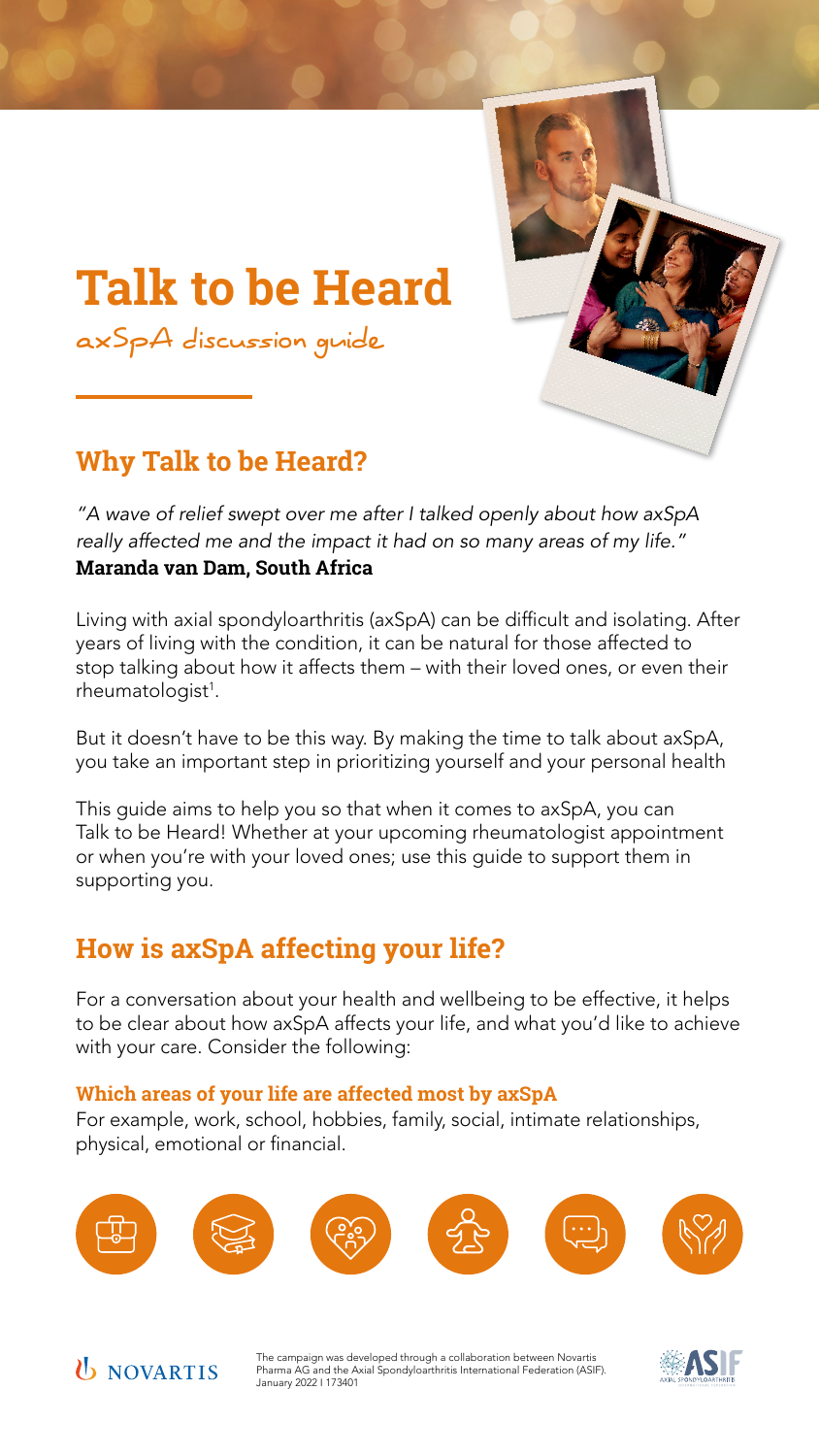# Talk to be Heard

axSpA discussion guide

## Why Talk to be Heard?

*"A wave of relief swept over me after I talked openly about how axSpA really affected me and the impact it had on so many areas of my life."*
**Maranda van Dam, South Africa**

Living with axial spondyloarthritis (axSpA) can be difficult and isolating. After years of living with the condition, it can be natural for those affected to stop talking about how it affects them – with their loved ones, or even their rheumatologist[1].

But it doesn't have to be this way. By making the time to talk about axSpA, you take an important step in prioritizing yourself and your personal health

This guide aims to help you so that when it comes to axSpA, you can Talk to be Heard! Whether at your upcoming rheumatologist appointment or when you're with your loved ones; use this guide to support them in supporting you.

## How is axSpA affecting your life?

For a conversation about your health and wellbeing to be effective, it helps to be clear about how axSpA affects your life, and what you'd like to achieve with your care. Consider the following:

### Which areas of your life are affected most by axSpA

For example, work, school, hobbies, family, social, intimate relationships, physical, emotional or financial.

NOVARTIS

The campaign was developed through a collaboration between Novartis Pharma AG and the Axial Spondyloarthritis International Federation (ASIF). January 2022 I 173401

ASIF AXIAL SPONDYLOARTHRITIS INTERNATIONAL FEDERATION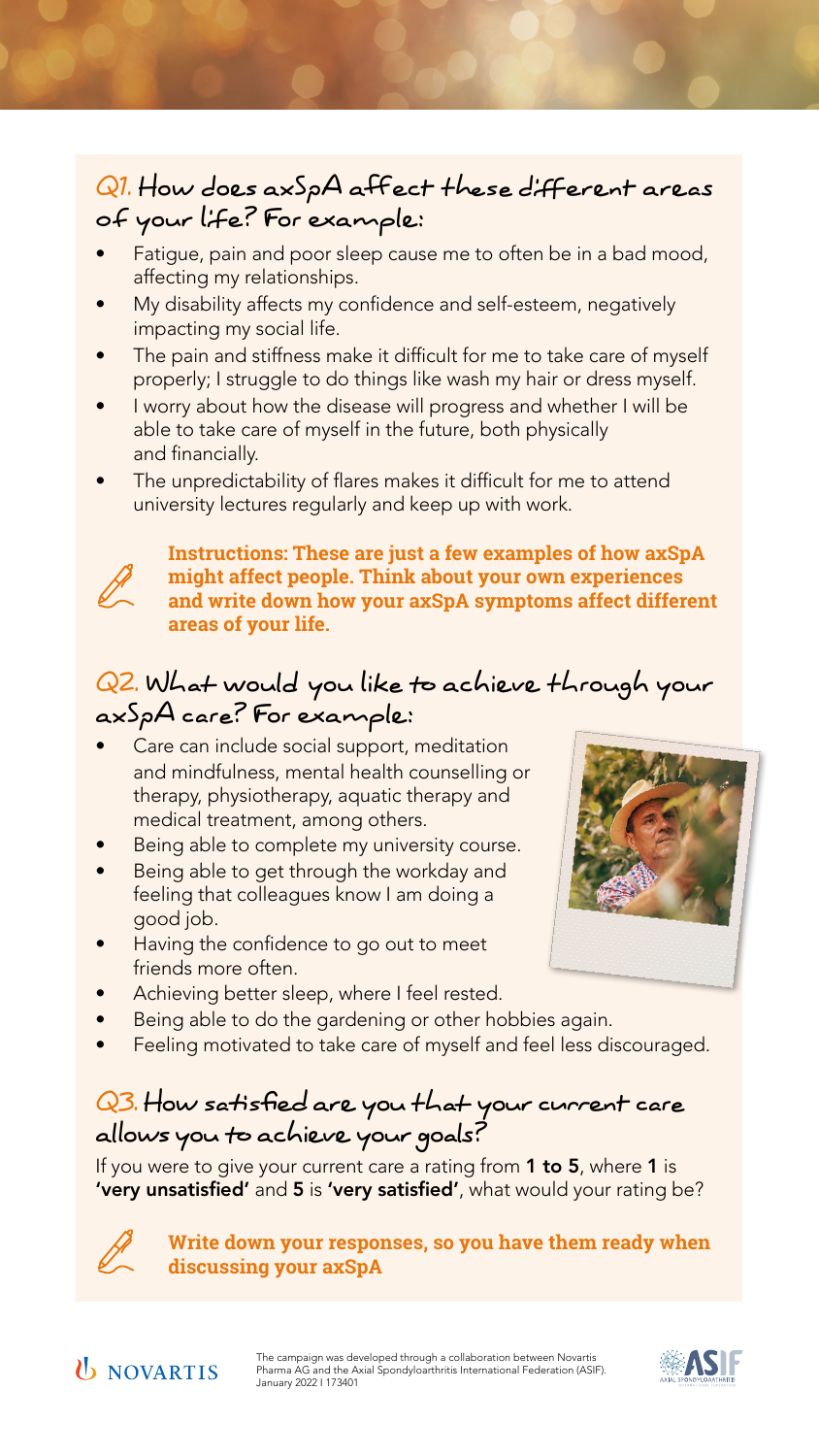## Q1. How does axSpA affect these different areas of your life? For example:

- Fatigue, pain and poor sleep cause me to often be in a bad mood, affecting my relationships.
- My disability affects my confidence and self-esteem, negatively impacting my social life.
- The pain and stiffness make it difficult for me to take care of myself properly; I struggle to do things like wash my hair or dress myself.
- I worry about how the disease will progress and whether I will be able to take care of myself in the future, both physically and financially.
- The unpredictability of flares makes it difficult for me to attend university lectures regularly and keep up with work.

**Instructions: These are just a few examples of how axSpA might affect people. Think about your own experiences and write down how your axSpA symptoms affect different areas of your life.**

## Q2. What would you like to achieve through your axSpA care? For example:

- Care can include social support, meditation and mindfulness, mental health counselling or therapy, physiotherapy, aquatic therapy and medical treatment, among others.
- Being able to complete my university course.
- Being able to get through the workday and feeling that colleagues know I am doing a good job.
- Having the confidence to go out to meet friends more often.
- Achieving better sleep, where I feel rested.
- Being able to do the gardening or other hobbies again.
- Feeling motivated to take care of myself and feel less discouraged.

## Q3. How satisfied are you that your current care allows you to achieve your goals?

If you were to give your current care a rating from **1 to 5**, where **1** is **'very unsatisfied'** and **5** is **'very satisfied'**, what would your rating be?

**Write down your responses, so you have them ready when discussing your axSpA**

NOVARTIS

The campaign was developed through a collaboration between Novartis Pharma AG and the Axial Spondyloarthritis International Federation (ASIF). January 2022 I 173401

ASIF AXIAL SPONDYLOARTHRITIS INTERNATIONAL FEDERATION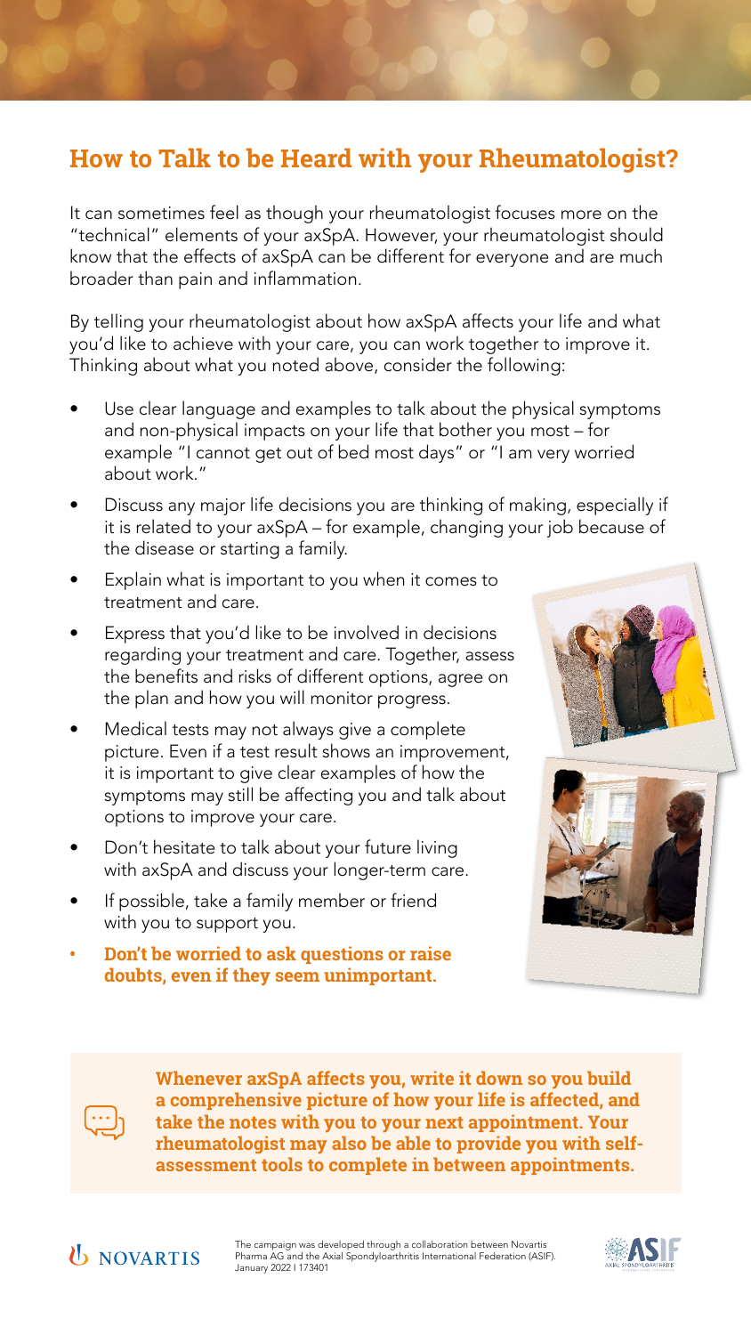## How to Talk to be Heard with your Rheumatologist?

It can sometimes feel as though your rheumatologist focuses more on the "technical" elements of your axSpA. However, your rheumatologist should know that the effects of axSpA can be different for everyone and are much broader than pain and inflammation.

By telling your rheumatologist about how axSpA affects your life and what you'd like to achieve with your care, you can work together to improve it. Thinking about what you noted above, consider the following:

- Use clear language and examples to talk about the physical symptoms and non-physical impacts on your life that bother you most – for example "I cannot get out of bed most days" or "I am very worried about work."
- Discuss any major life decisions you are thinking of making, especially if it is related to your axSpA – for example, changing your job because of the disease or starting a family.
- Explain what is important to you when it comes to treatment and care.
- Express that you'd like to be involved in decisions regarding your treatment and care. Together, assess the benefits and risks of different options, agree on the plan and how you will monitor progress.
- Medical tests may not always give a complete picture. Even if a test result shows an improvement, it is important to give clear examples of how the symptoms may still be affecting you and talk about options to improve your care.
- Don't hesitate to talk about your future living with axSpA and discuss your longer-term care.
- If possible, take a family member or friend with you to support you.
- **Don't be worried to ask questions or raise doubts, even if they seem unimportant.**

**Whenever axSpA affects you, write it down so you build a comprehensive picture of how your life is affected, and take the notes with you to your next appointment. Your rheumatologist may also be able to provide you with self-assessment tools to complete in between appointments.**

NOVARTIS

The campaign was developed through a collaboration between Novartis Pharma AG and the Axial Spondyloarthritis International Federation (ASIF).
January 2022 I 173401

ASIF AXIAL SPONDYLOARTHRITIS INTERNATIONAL FEDERATION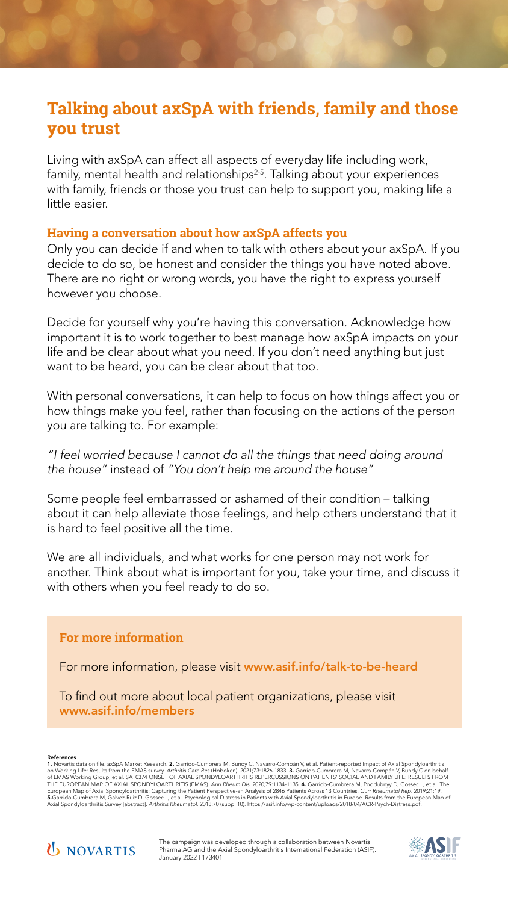## Talking about axSpA with friends, family and those you trust

Living with axSpA can affect all aspects of everyday life including work, family, mental health and relationships[2-5]. Talking about your experiences with family, friends or those you trust can help to support you, making life a little easier.

### Having a conversation about how axSpA affects you

Only you can decide if and when to talk with others about your axSpA. If you decide to do so, be honest and consider the things you have noted above. There are no right or wrong words, you have the right to express yourself however you choose.

Decide for yourself why you're having this conversation. Acknowledge how important it is to work together to best manage how axSpA impacts on your life and be clear about what you need. If you don't need anything but just want to be heard, you can be clear about that too.

With personal conversations, it can help to focus on how things affect you or how things make you feel, rather than focusing on the actions of the person you are talking to. For example:

*"I feel worried because I cannot do all the things that need doing around the house"* instead of *"You don't help me around the house"*

Some people feel embarrassed or ashamed of their condition – talking about it can help alleviate those feelings, and help others understand that it is hard to feel positive all the time.

We are all individuals, and what works for one person may not work for another. Think about what is important for you, take your time, and discuss it with others when you feel ready to do so.

### For more information

For more information, please visit **www.asif.info/talk-to-be-heard**

To find out more about local patient organizations, please visit **www.asif.info/members**

**References**

**1.** Novartis data on file. axSpA Market Research. **2.** Garrido-Cumbrera M, Bundy C, Navarro-Compán V, et al. Patient-reported Impact of Axial Spondyloarthritis on Working Life: Results from the EMAS survey. *Arthritis Care Res* (Hoboken). 2021;73:1826-1833. **3.** Garrido-Cumbrera M, Navarro-Compán V, Bundy C on behalf of EMAS Working Group, et al. SAT0374 ONSET OF AXIAL SPONDYLOARTHRITIS REPERCUSSIONS ON PATIENTS' SOCIAL AND FAMILY LIFE: RESULTS FROM THE EUROPEAN MAP OF AXIAL SPONDYLOARTHRITIS (EMAS). *Ann Rheum Dis*. 2020;79:1134-1135. **4.** Garrido-Cumbrera M, Poddubnyy D, Gossec L, et al. The European Map of Axial Spondyloarthritis: Capturing the Patient Perspective-an Analysis of 2846 Patients Across 13 Countries. *Curr Rheumatol Rep*. 2019;21:19. **5.** Garrido-Cumbrera M, Galvez-Ruiz D, Gossec L, et al. Psychological Distress in Patients with Axial Spondyloarthritis in Europe. Results from the European Map of Axial Spondyloarthritis Survey [abstract]. *Arthritis Rheumatol*. 2018;70 (suppl 10). https://asif.info/wp-content/uploads/2018/04/ACR-Psych-Distress.pdf.

NOVARTIS

The campaign was developed through a collaboration between Novartis Pharma AG and the Axial Spondyloarthritis International Federation (ASIF). January 2022 I 173401

ASIF AXIAL SPONDYLOARTHRITIS INTERNATIONAL FEDERATION